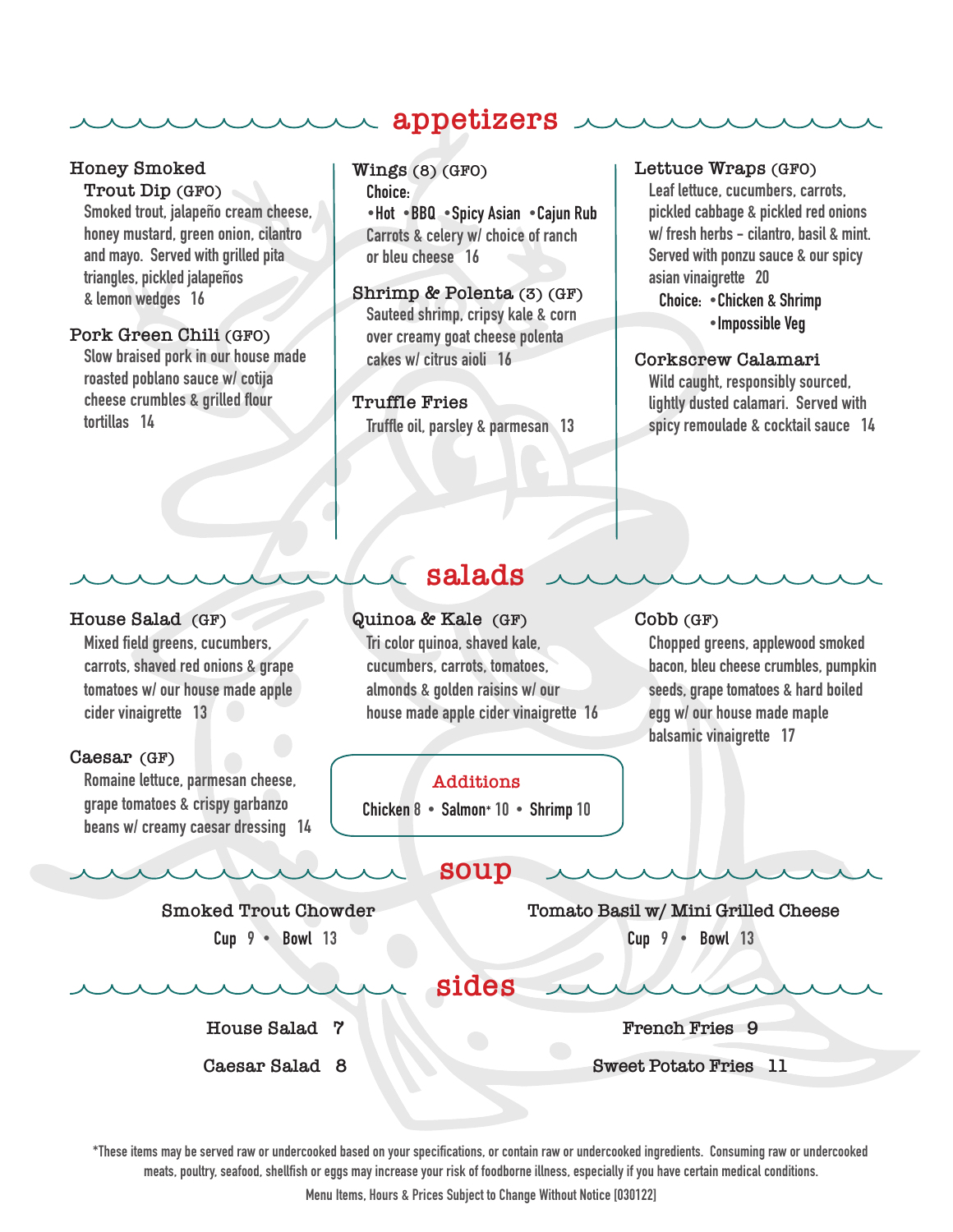# appetizers

### Honey Smoked Trout Dip (GFO)

Smoked trout, jalapeño cream cheese, honey mustard, green onion, cilantro and mayo. Served with grilled pita triangles, pickled jalapeños & lemon wedges 16

### Pork Green Chili (GFO)

Slow braised pork in our house made roasted poblano sauce w/ cotija cheese crumbles & grilled flour tortillas 14

### Wings (8) (GFO)

**Choice:**
**•Hot •BBQ •Spicy Asian •Cajun Rub**
Carrots & celery w/ choice of ranch or bleu cheese 16

### Shrimp & Polenta (3) (GF)

Sauteed shrimp, cripsy kale & corn over creamy goat cheese polenta cakes w/ citrus aioli 16

### Truffle Fries

Truffle oil, parsley & parmesan 13

### Lettuce Wraps (GFO)

Leaf lettuce, cucumbers, carrots, pickled cabbage & pickled red onions w/ fresh herbs - cilantro, basil & mint. Served with ponzu sauce & our spicy asian vinaigrette 20

**Choice: •Chicken & Shrimp**
**•Impossible Veg**

### Corkscrew Calamari

Wild caught, responsibly sourced, lightly dusted calamari. Served with spicy remoulade & cocktail sauce 14

# salads

### House Salad (GF)

Mixed field greens, cucumbers, carrots, shaved red onions & grape tomatoes w/ our house made apple cider vinaigrette 13

### Caesar (GF)

Romaine lettuce, parmesan cheese, grape tomatoes & crispy garbanzo beans w/ creamy caesar dressing 14

### Quinoa & Kale (GF)

Tri color quinoa, shaved kale, cucumbers, carrots, tomatoes, almonds & golden raisins w/ our house made apple cider vinaigrette 16

### Cobb (GF)

Chopped greens, applewood smoked bacon, bleu cheese crumbles, pumpkin seeds, grape tomatoes & hard boiled egg w/ our house made maple balsamic vinaigrette 17

### Additions

Chicken 8 • Salmon* 10 • Shrimp 10

# soup

### Smoked Trout Chowder

Cup 9 • Bowl 13

### Tomato Basil w/ Mini Grilled Cheese

Cup 9 • Bowl 13

# sides

House Salad 7

Caesar Salad 8

French Fries 9

Sweet Potato Fries 11

*These items may be served raw or undercooked based on your specifications, or contain raw or undercooked ingredients. Consuming raw or undercooked meats, poultry, seafood, shellfish or eggs may increase your risk of foodborne illness, especially if you have certain medical conditions.

Menu Items, Hours & Prices Subject to Change Without Notice [030122]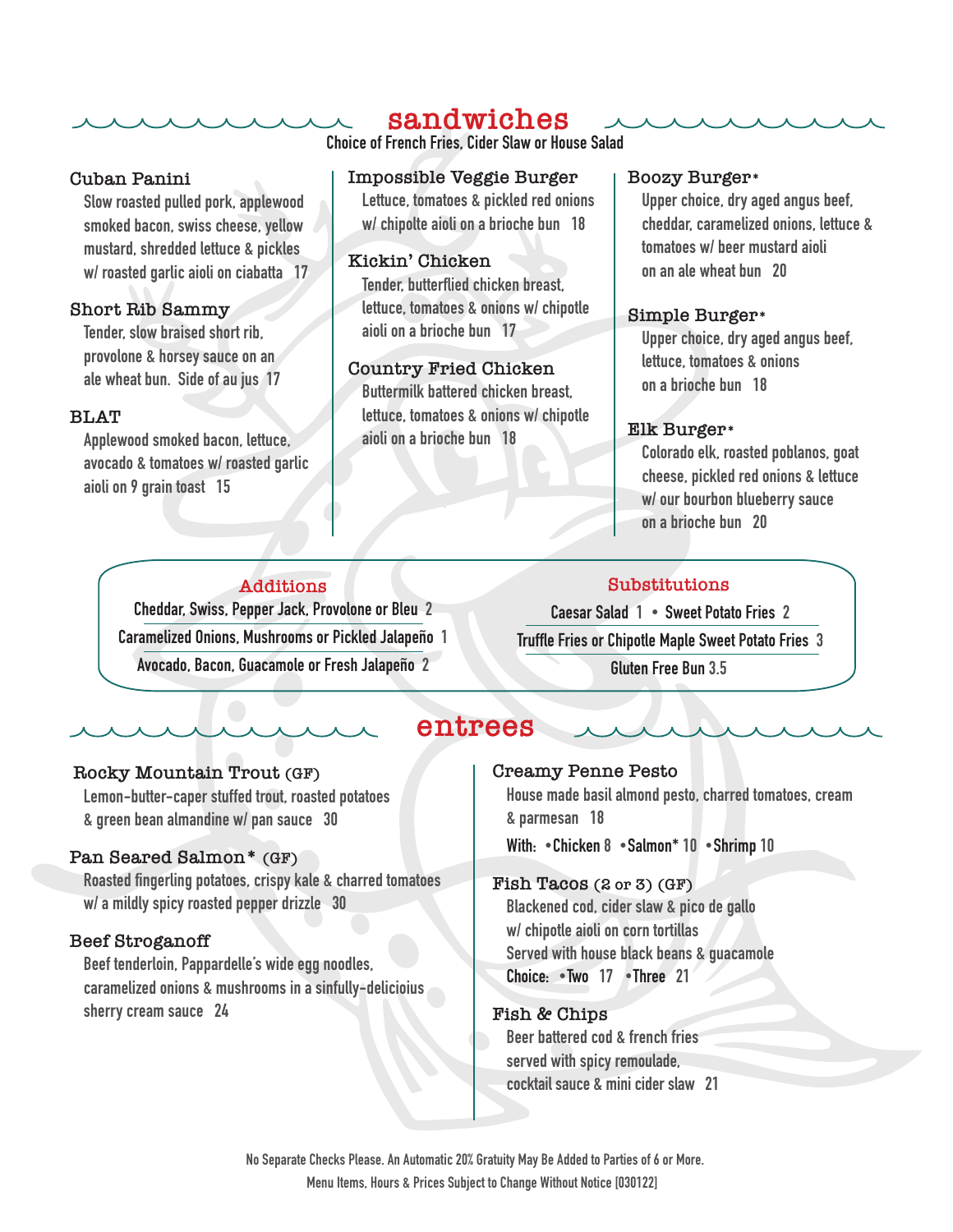## sandwiches

**Choice of French Fries, Cider Slaw or House Salad**

### Cuban Panini
Slow roasted pulled pork, applewood smoked bacon, swiss cheese, yellow mustard, shredded lettuce & pickles w/ roasted garlic aioli on ciabatta 17

### Short Rib Sammy
Tender, slow braised short rib, provolone & horsey sauce on an ale wheat bun. Side of au jus 17

### BLAT
Applewood smoked bacon, lettuce, avocado & tomatoes w/ roasted garlic aioli on 9 grain toast 15

### Impossible Veggie Burger
Lettuce, tomatoes & pickled red onions w/ chipolte aioli on a brioche bun 18

### Kickin' Chicken
Tender, butterflied chicken breast, lettuce, tomatoes & onions w/ chipotle aioli on a brioche bun 17

### Country Fried Chicken
Buttermilk battered chicken breast, lettuce, tomatoes & onions w/ chipotle aioli on a brioche bun 18

### Boozy Burger*
Upper choice, dry aged angus beef, cheddar, caramelized onions, lettuce & tomatoes w/ beer mustard aioli on an ale wheat bun 20

### Simple Burger*
Upper choice, dry aged angus beef, lettuce, tomatoes & onions on a brioche bun 18

### Elk Burger*
Colorado elk, roasted poblanos, goat cheese, pickled red onions & lettuce w/ our bourbon blueberry sauce on a brioche bun 20

### Additions
Cheddar, Swiss, Pepper Jack, Provolone or Bleu 2

Caramelized Onions, Mushrooms or Pickled Jalapeño 1

Avocado, Bacon, Guacamole or Fresh Jalapeño 2

### Substitutions
Caesar Salad 1 • Sweet Potato Fries 2

Truffle Fries or Chipotle Maple Sweet Potato Fries 3

Gluten Free Bun 3.5

## entrees

### Rocky Mountain Trout (GF)
Lemon-butter-caper stuffed trout, roasted potatoes & green bean almandine w/ pan sauce 30

### Pan Seared Salmon* (GF)
Roasted fingerling potatoes, crispy kale & charred tomatoes w/ a mildly spicy roasted pepper drizzle 30

### Beef Stroganoff
Beef tenderloin, Pappardelle's wide egg noodles, caramelized onions & mushrooms in a sinfully-delicioius sherry cream sauce 24

### Creamy Penne Pesto
House made basil almond pesto, charred tomatoes, cream & parmesan 18

With: •Chicken 8 •Salmon* 10 •Shrimp 10

### Fish Tacos (2 or 3) (GF)
Blackened cod, cider slaw & pico de gallo w/ chipotle aioli on corn tortillas

Served with house black beans & guacamole

Choice: •Two 17 •Three 21

### Fish & Chips
Beer battered cod & french fries served with spicy remoulade, cocktail sauce & mini cider slaw 21

No Separate Checks Please. An Automatic 20% Gratuity May Be Added to Parties of 6 or More.

Menu Items, Hours & Prices Subject to Change Without Notice [030122]